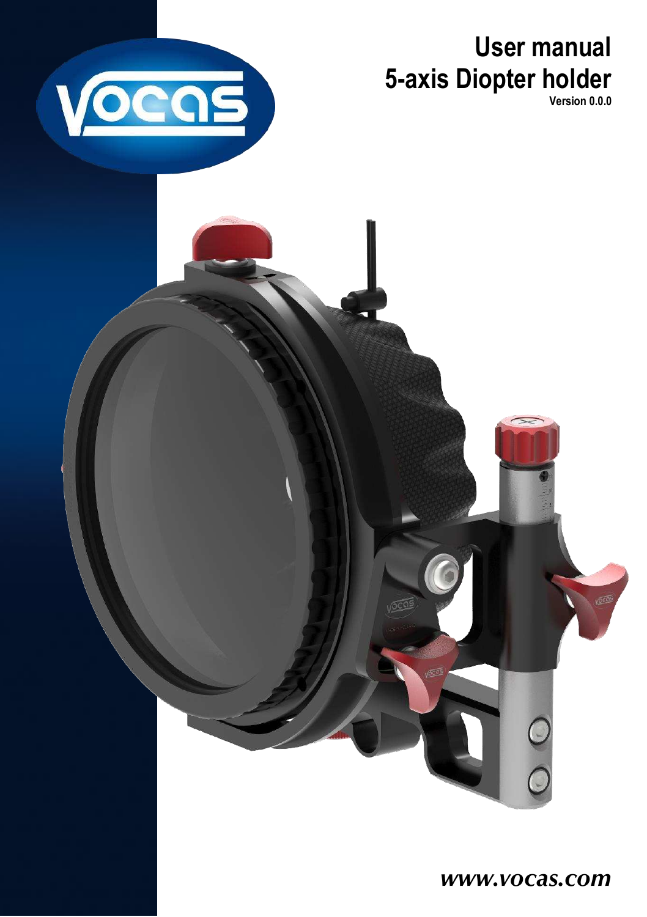# User manual
# 5-axis Diopter holder

**Version 0.0.0**

*www.vocas.com*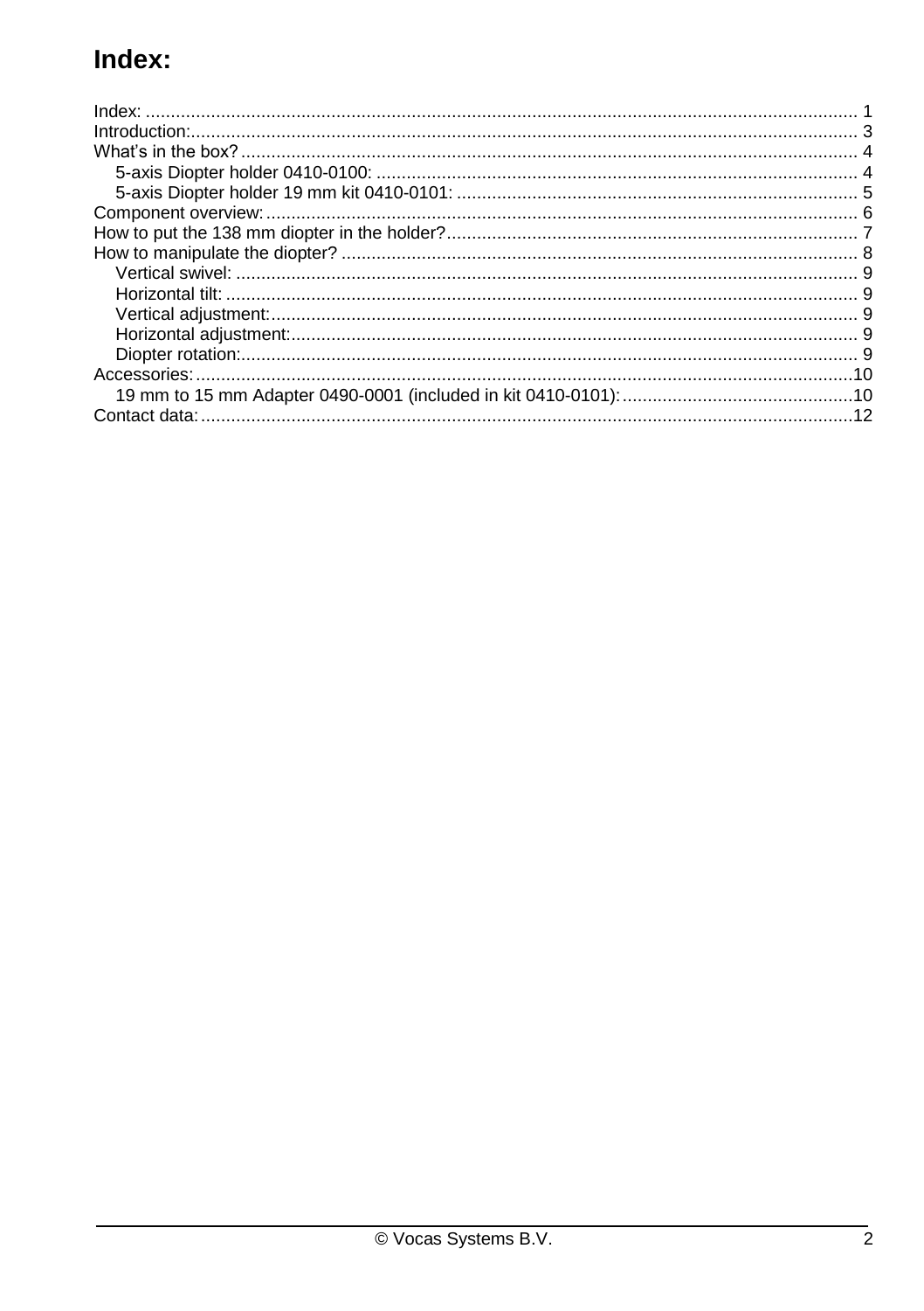# Index:

Index: ........................................................................................................................................ 1
Introduction:................................................................................................................................ 3
What's in the box? ...................................................................................................................... 4
  5-axis Diopter holder 0410-0100: ............................................................................................ 4
  5-axis Diopter holder 19 mm kit 0410-0101: ........................................................................... 5
Component overview: ................................................................................................................. 6
How to put the 138 mm diopter in the holder?............................................................................. 7
How to manipulate the diopter? .................................................................................................. 8
  Vertical swivel: ......................................................................................................................... 9
  Horizontal tilt: ........................................................................................................................... 9
  Vertical adjustment:.................................................................................................................. 9
  Horizontal adjustment:.............................................................................................................. 9
  Diopter rotation:........................................................................................................................ 9
Accessories: ..............................................................................................................................10
  19 mm to 15 mm Adapter 0490-0001 (included in kit 0410-0101): ..........................................10
Contact data: .............................................................................................................................12

© Vocas Systems B.V.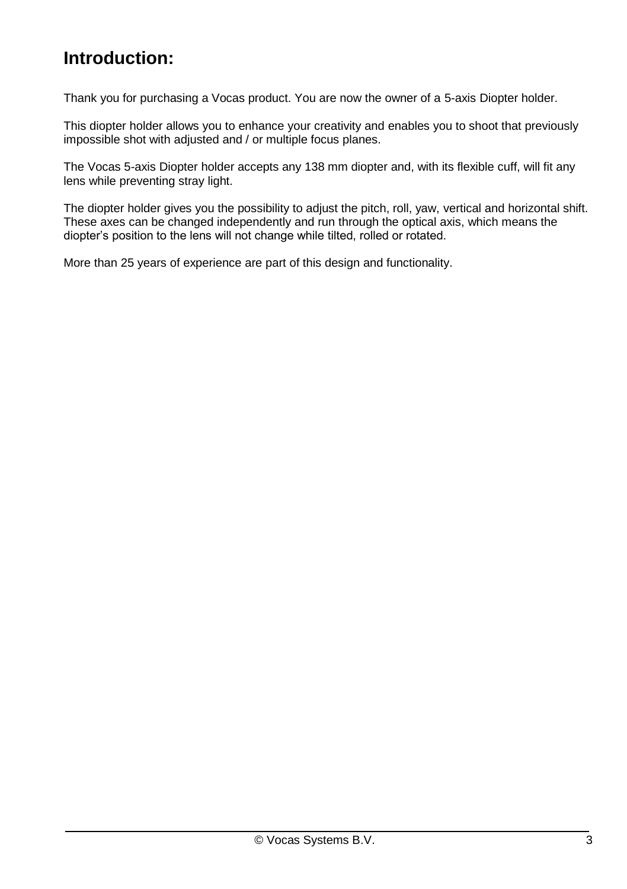# Introduction:

Thank you for purchasing a Vocas product. You are now the owner of a 5-axis Diopter holder.

This diopter holder allows you to enhance your creativity and enables you to shoot that previously impossible shot with adjusted and / or multiple focus planes.

The Vocas 5-axis Diopter holder accepts any 138 mm diopter and, with its flexible cuff, will fit any lens while preventing stray light.

The diopter holder gives you the possibility to adjust the pitch, roll, yaw, vertical and horizontal shift. These axes can be changed independently and run through the optical axis, which means the diopter's position to the lens will not change while tilted, rolled or rotated.

More than 25 years of experience are part of this design and functionality.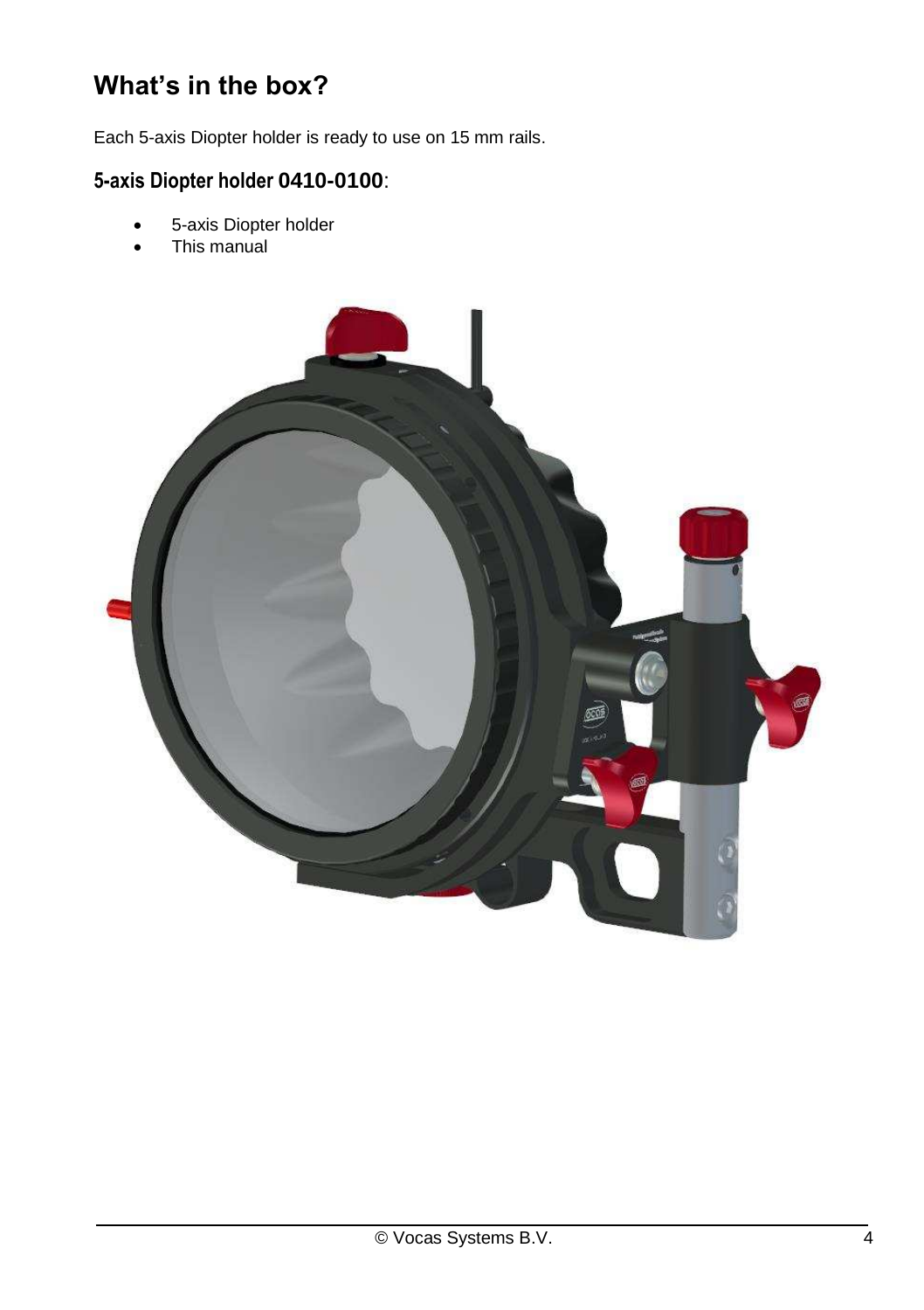# What's in the box?

Each 5-axis Diopter holder is ready to use on 15 mm rails.

## 5-axis Diopter holder 0410-0100:

- 5-axis Diopter holder
- This manual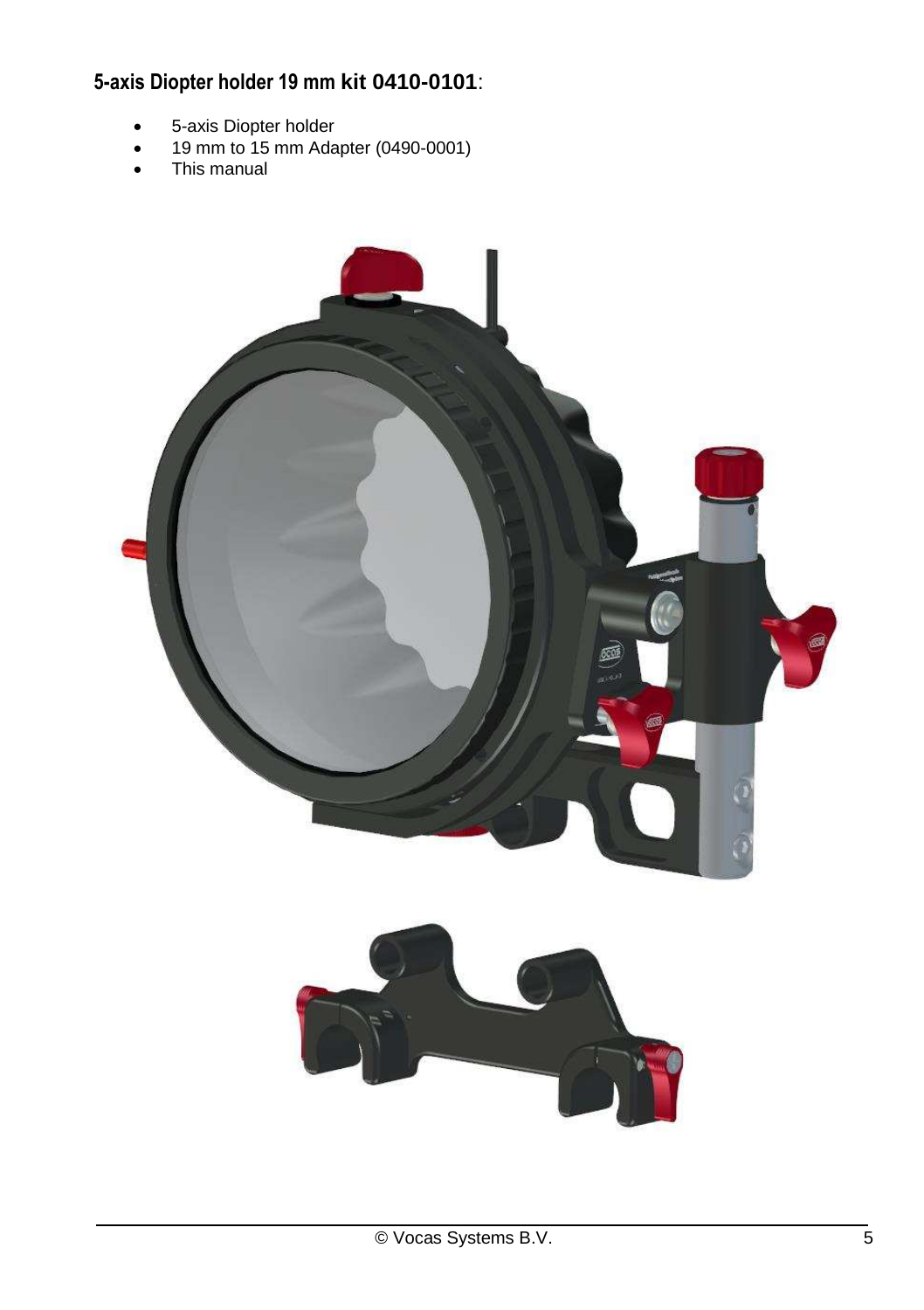## 5-axis Diopter holder 19 mm kit 0410-0101:

- 5-axis Diopter holder
- 19 mm to 15 mm Adapter (0490-0001)
- This manual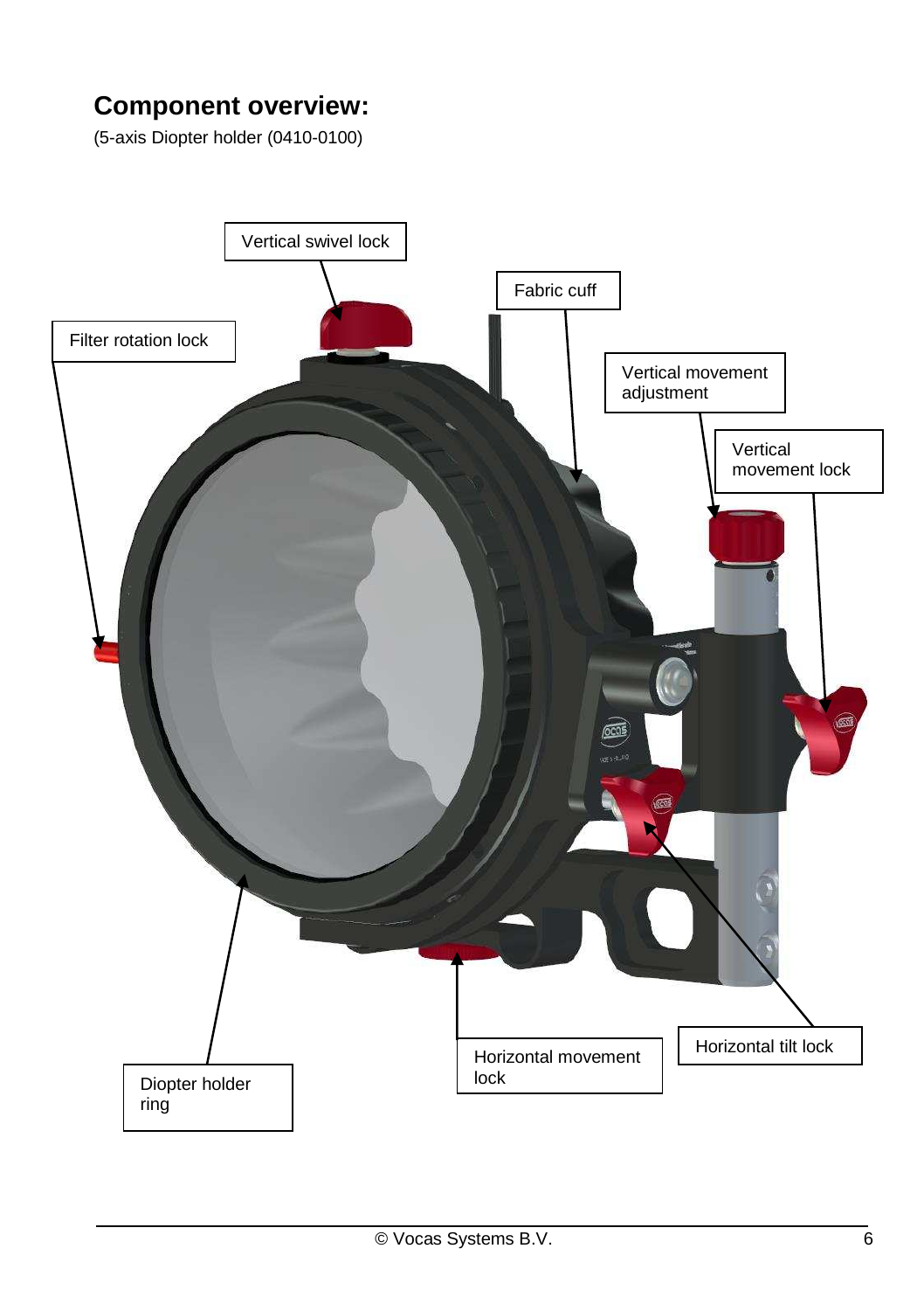## Component overview:

(5-axis Diopter holder (0410-0100)

Vertical swivel lock

Fabric cuff

Filter rotation lock

Vertical movement adjustment

Vertical movement lock

Diopter holder ring

Horizontal movement lock

Horizontal tilt lock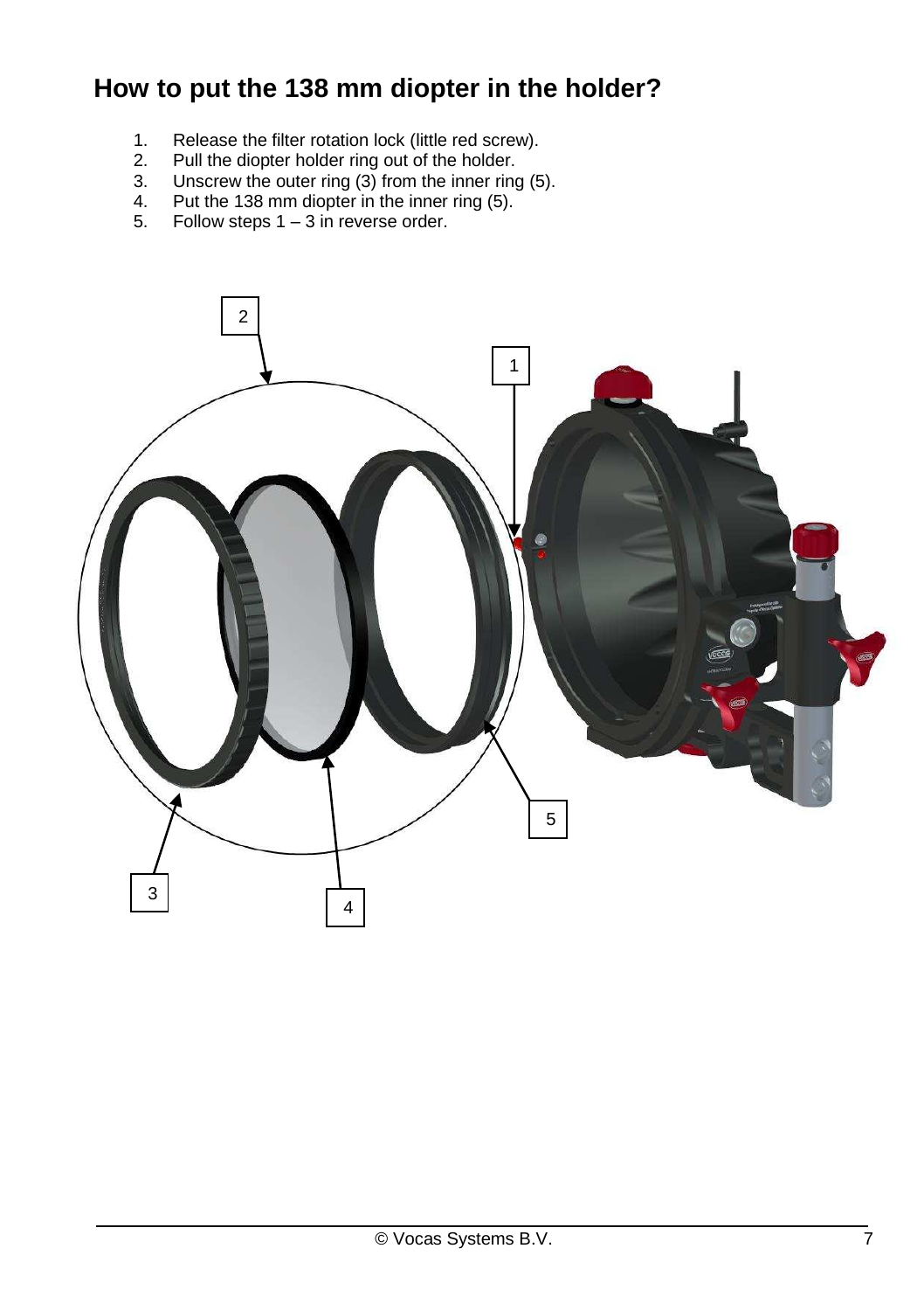# How to put the 138 mm diopter in the holder?

1. Release the filter rotation lock (little red screw).
2. Pull the diopter holder ring out of the holder.
3. Unscrew the outer ring (3) from the inner ring (5).
4. Put the 138 mm diopter in the inner ring (5).
5. Follow steps 1 – 3 in reverse order.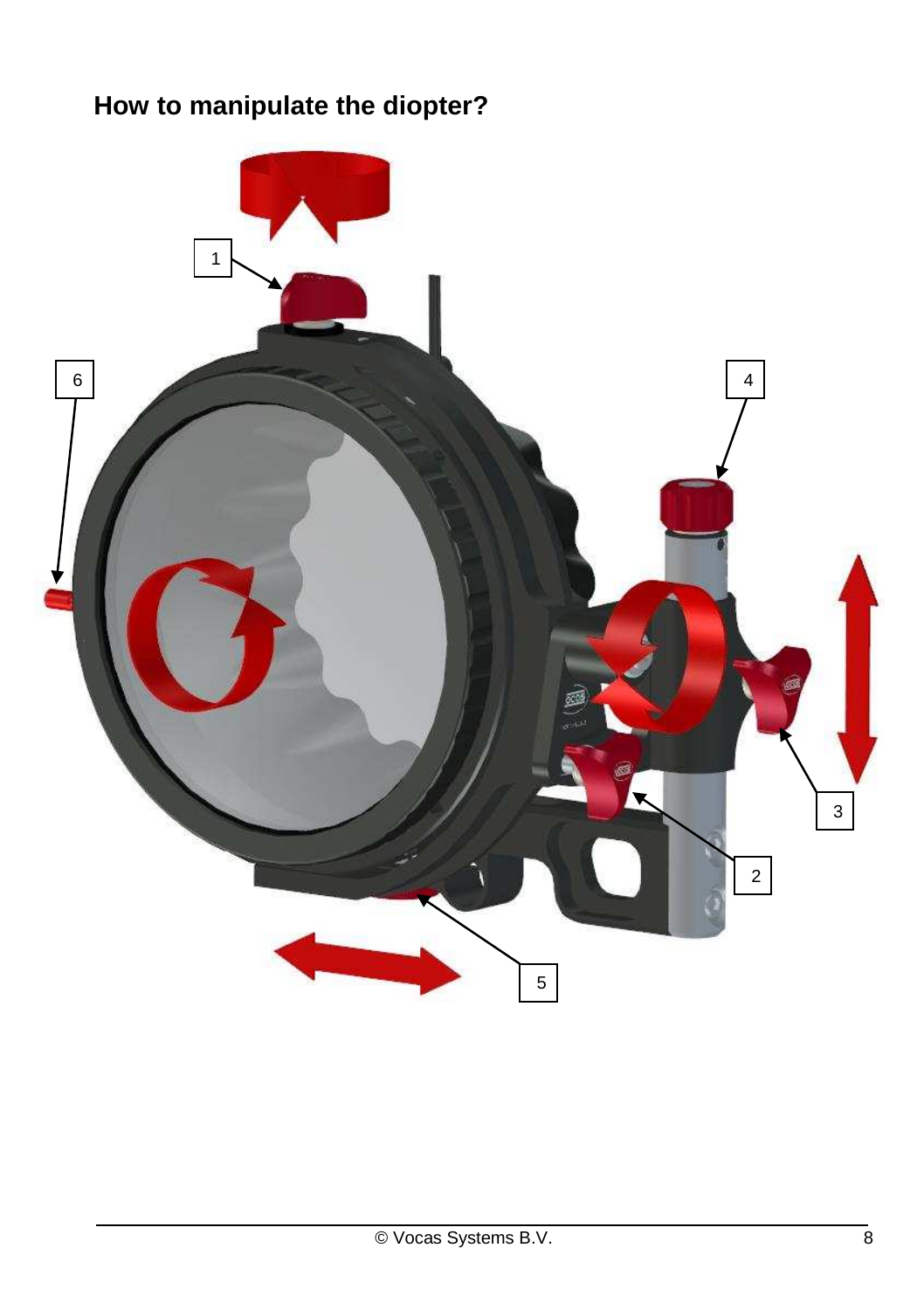## How to manipulate the diopter?

1

6

4

3

2

5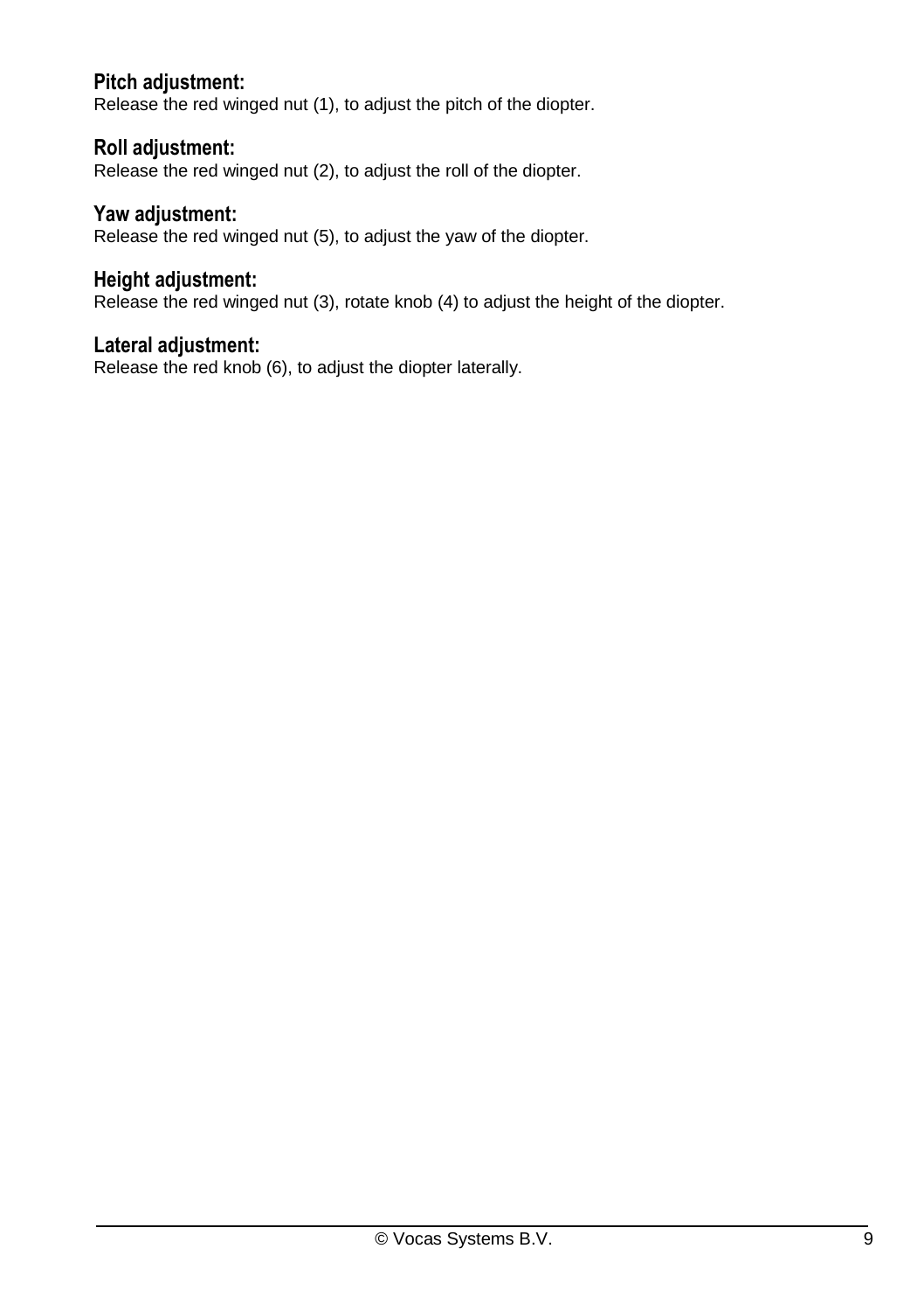### Pitch adjustment:

Release the red winged nut (1), to adjust the pitch of the diopter.

### Roll adjustment:

Release the red winged nut (2), to adjust the roll of the diopter.

### Yaw adjustment:

Release the red winged nut (5), to adjust the yaw of the diopter.

### Height adjustment:

Release the red winged nut (3), rotate knob (4) to adjust the height of the diopter.

### Lateral adjustment:

Release the red knob (6), to adjust the diopter laterally.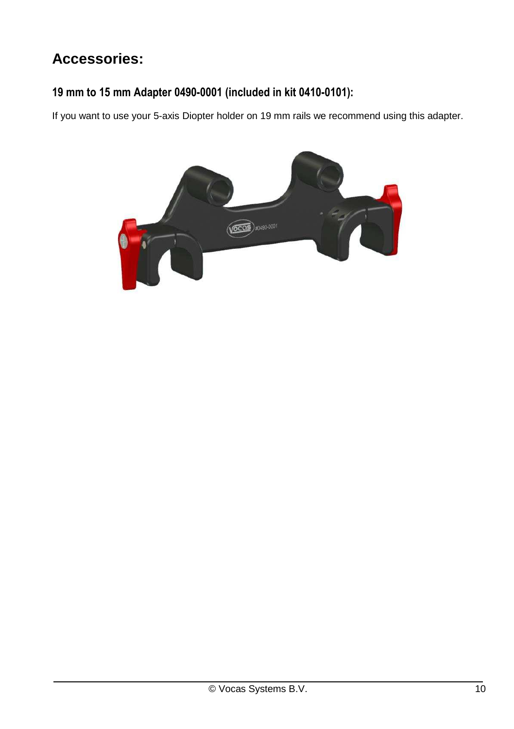## Accessories:

### 19 mm to 15 mm Adapter 0490-0001 (included in kit 0410-0101):

If you want to use your 5-axis Diopter holder on 19 mm rails we recommend using this adapter.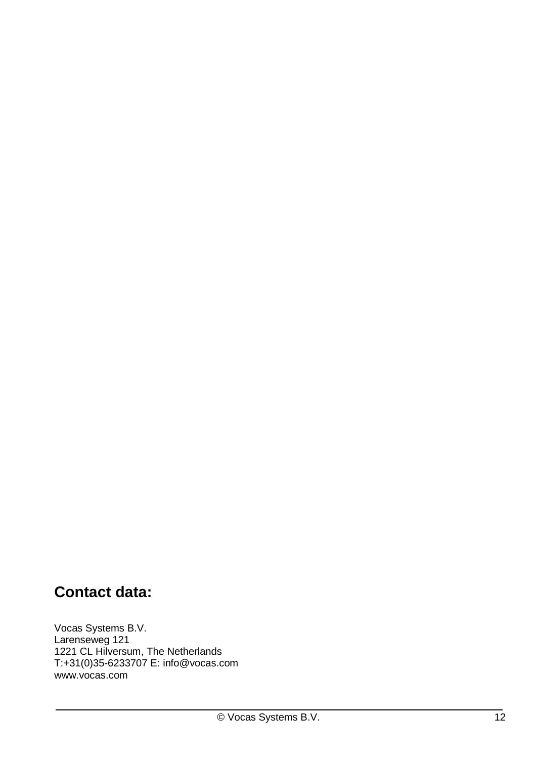## Contact data:

Vocas Systems B.V.
Larenseweg 121
1221 CL Hilversum, The Netherlands
T:+31(0)35-6233707 E: info@vocas.com
www.vocas.com